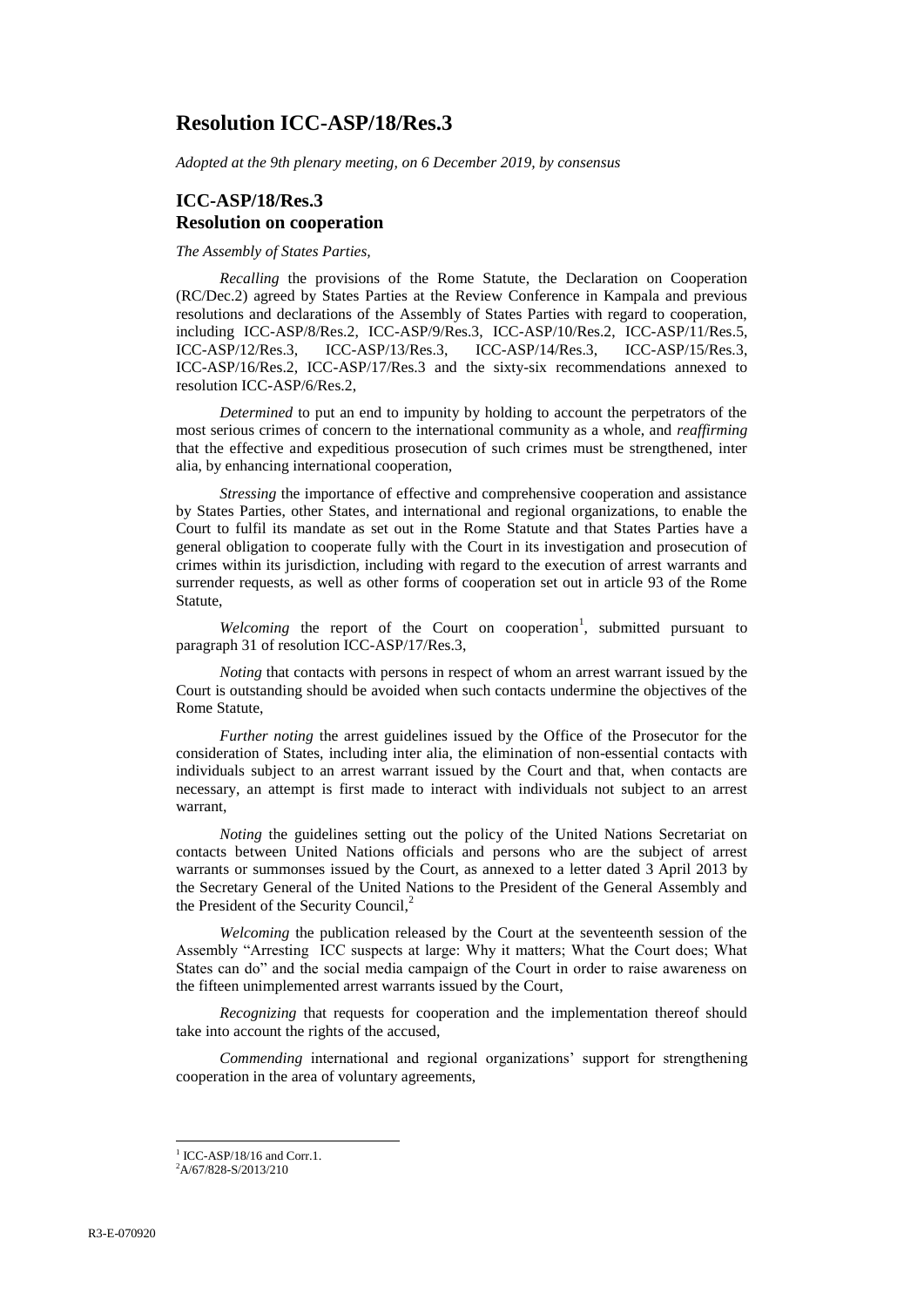# Resolution ICC-ASP/18/Res.3

*Adopted at the 9th plenary meeting, on 6 December 2019, by consensus*

## ICC-ASP/18/Res.3
## Resolution on cooperation

*The Assembly of States Parties,*

*Recalling* the provisions of the Rome Statute, the Declaration on Cooperation (RC/Dec.2) agreed by States Parties at the Review Conference in Kampala and previous resolutions and declarations of the Assembly of States Parties with regard to cooperation, including ICC-ASP/8/Res.2, ICC-ASP/9/Res.3, ICC-ASP/10/Res.2, ICC-ASP/11/Res.5, ICC-ASP/12/Res.3, ICC-ASP/13/Res.3, ICC-ASP/14/Res.3, ICC-ASP/15/Res.3, ICC-ASP/16/Res.2, ICC-ASP/17/Res.3 and the sixty-six recommendations annexed to resolution ICC-ASP/6/Res.2,

*Determined* to put an end to impunity by holding to account the perpetrators of the most serious crimes of concern to the international community as a whole, and *reaffirming* that the effective and expeditious prosecution of such crimes must be strengthened, inter alia, by enhancing international cooperation,

*Stressing* the importance of effective and comprehensive cooperation and assistance by States Parties, other States, and international and regional organizations, to enable the Court to fulfil its mandate as set out in the Rome Statute and that States Parties have a general obligation to cooperate fully with the Court in its investigation and prosecution of crimes within its jurisdiction, including with regard to the execution of arrest warrants and surrender requests, as well as other forms of cooperation set out in article 93 of the Rome Statute,

*Welcoming* the report of the Court on cooperation[1], submitted pursuant to paragraph 31 of resolution ICC-ASP/17/Res.3,

*Noting* that contacts with persons in respect of whom an arrest warrant issued by the Court is outstanding should be avoided when such contacts undermine the objectives of the Rome Statute,

*Further noting* the arrest guidelines issued by the Office of the Prosecutor for the consideration of States, including inter alia, the elimination of non-essential contacts with individuals subject to an arrest warrant issued by the Court and that, when contacts are necessary, an attempt is first made to interact with individuals not subject to an arrest warrant,

*Noting* the guidelines setting out the policy of the United Nations Secretariat on contacts between United Nations officials and persons who are the subject of arrest warrants or summonses issued by the Court, as annexed to a letter dated 3 April 2013 by the Secretary General of the United Nations to the President of the General Assembly and the President of the Security Council,[2]

*Welcoming* the publication released by the Court at the seventeenth session of the Assembly "Arresting ICC suspects at large: Why it matters; What the Court does; What States can do" and the social media campaign of the Court in order to raise awareness on the fifteen unimplemented arrest warrants issued by the Court,

*Recognizing* that requests for cooperation and the implementation thereof should take into account the rights of the accused,

*Commending* international and regional organizations' support for strengthening cooperation in the area of voluntary agreements,

[1] ICC-ASP/18/16 and Corr.1.

[2] A/67/828-S/2013/210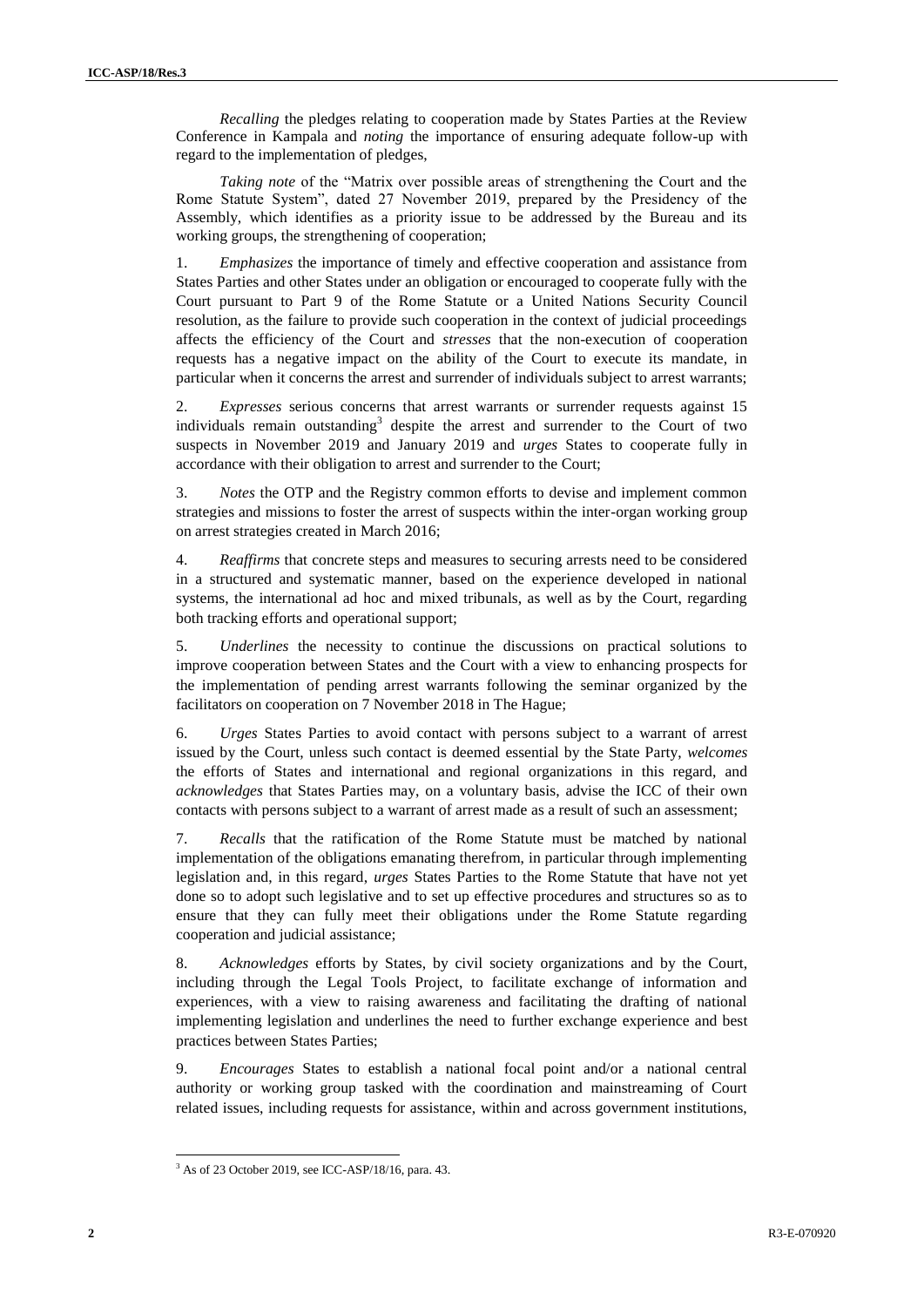*Recalling* the pledges relating to cooperation made by States Parties at the Review Conference in Kampala and *noting* the importance of ensuring adequate follow-up with regard to the implementation of pledges,

*Taking note* of the "Matrix over possible areas of strengthening the Court and the Rome Statute System", dated 27 November 2019, prepared by the Presidency of the Assembly, which identifies as a priority issue to be addressed by the Bureau and its working groups, the strengthening of cooperation;

1. *Emphasizes* the importance of timely and effective cooperation and assistance from States Parties and other States under an obligation or encouraged to cooperate fully with the Court pursuant to Part 9 of the Rome Statute or a United Nations Security Council resolution, as the failure to provide such cooperation in the context of judicial proceedings affects the efficiency of the Court and *stresses* that the non-execution of cooperation requests has a negative impact on the ability of the Court to execute its mandate, in particular when it concerns the arrest and surrender of individuals subject to arrest warrants;

2. *Expresses* serious concerns that arrest warrants or surrender requests against 15 individuals remain outstanding[3] despite the arrest and surrender to the Court of two suspects in November 2019 and January 2019 and *urges* States to cooperate fully in accordance with their obligation to arrest and surrender to the Court;

3. *Notes* the OTP and the Registry common efforts to devise and implement common strategies and missions to foster the arrest of suspects within the inter-organ working group on arrest strategies created in March 2016;

4. *Reaffirms* that concrete steps and measures to securing arrests need to be considered in a structured and systematic manner, based on the experience developed in national systems, the international ad hoc and mixed tribunals, as well as by the Court, regarding both tracking efforts and operational support;

5. *Underlines* the necessity to continue the discussions on practical solutions to improve cooperation between States and the Court with a view to enhancing prospects for the implementation of pending arrest warrants following the seminar organized by the facilitators on cooperation on 7 November 2018 in The Hague;

6. *Urges* States Parties to avoid contact with persons subject to a warrant of arrest issued by the Court, unless such contact is deemed essential by the State Party, *welcomes* the efforts of States and international and regional organizations in this regard, and *acknowledges* that States Parties may, on a voluntary basis, advise the ICC of their own contacts with persons subject to a warrant of arrest made as a result of such an assessment;

7. *Recalls* that the ratification of the Rome Statute must be matched by national implementation of the obligations emanating therefrom, in particular through implementing legislation and, in this regard, *urges* States Parties to the Rome Statute that have not yet done so to adopt such legislative and to set up effective procedures and structures so as to ensure that they can fully meet their obligations under the Rome Statute regarding cooperation and judicial assistance;

8. *Acknowledges* efforts by States, by civil society organizations and by the Court, including through the Legal Tools Project, to facilitate exchange of information and experiences, with a view to raising awareness and facilitating the drafting of national implementing legislation and underlines the need to further exchange experience and best practices between States Parties;

9. *Encourages* States to establish a national focal point and/or a national central authority or working group tasked with the coordination and mainstreaming of Court related issues, including requests for assistance, within and across government institutions,

---

[3] As of 23 October 2019, see ICC-ASP/18/16, para. 43.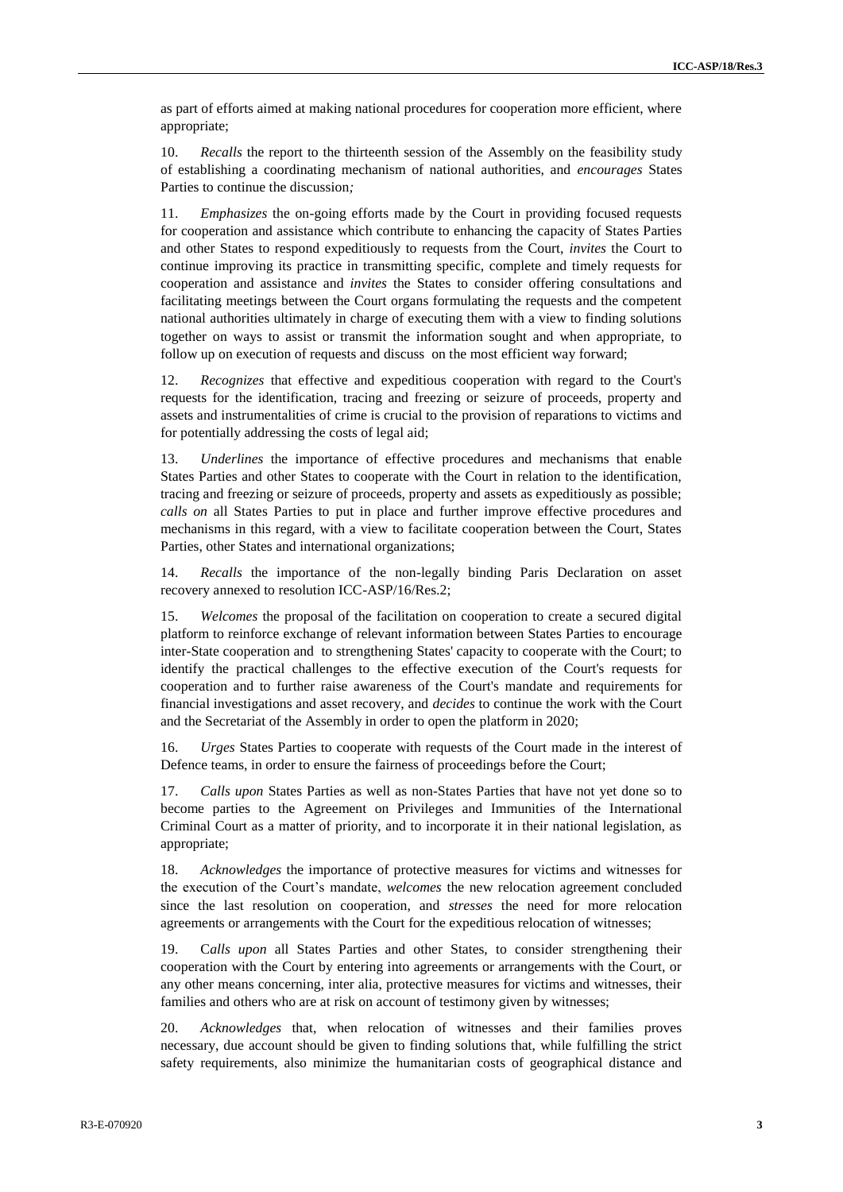as part of efforts aimed at making national procedures for cooperation more efficient, where appropriate;

10. *Recalls* the report to the thirteenth session of the Assembly on the feasibility study of establishing a coordinating mechanism of national authorities, and *encourages* States Parties to continue the discussion*;*

11. *Emphasizes* the on-going efforts made by the Court in providing focused requests for cooperation and assistance which contribute to enhancing the capacity of States Parties and other States to respond expeditiously to requests from the Court, *invites* the Court to continue improving its practice in transmitting specific, complete and timely requests for cooperation and assistance and *invites* the States to consider offering consultations and facilitating meetings between the Court organs formulating the requests and the competent national authorities ultimately in charge of executing them with a view to finding solutions together on ways to assist or transmit the information sought and when appropriate, to follow up on execution of requests and discuss on the most efficient way forward;

12. *Recognizes* that effective and expeditious cooperation with regard to the Court's requests for the identification, tracing and freezing or seizure of proceeds, property and assets and instrumentalities of crime is crucial to the provision of reparations to victims and for potentially addressing the costs of legal aid;

13. *Underlines* the importance of effective procedures and mechanisms that enable States Parties and other States to cooperate with the Court in relation to the identification, tracing and freezing or seizure of proceeds, property and assets as expeditiously as possible; *calls on* all States Parties to put in place and further improve effective procedures and mechanisms in this regard, with a view to facilitate cooperation between the Court, States Parties, other States and international organizations;

14. *Recalls* the importance of the non-legally binding Paris Declaration on asset recovery annexed to resolution ICC-ASP/16/Res.2;

15. *Welcomes* the proposal of the facilitation on cooperation to create a secured digital platform to reinforce exchange of relevant information between States Parties to encourage inter-State cooperation and to strengthening States' capacity to cooperate with the Court; to identify the practical challenges to the effective execution of the Court's requests for cooperation and to further raise awareness of the Court's mandate and requirements for financial investigations and asset recovery, and *decides* to continue the work with the Court and the Secretariat of the Assembly in order to open the platform in 2020;

16. *Urges* States Parties to cooperate with requests of the Court made in the interest of Defence teams, in order to ensure the fairness of proceedings before the Court;

17. *Calls upon* States Parties as well as non-States Parties that have not yet done so to become parties to the Agreement on Privileges and Immunities of the International Criminal Court as a matter of priority, and to incorporate it in their national legislation, as appropriate;

18. *Acknowledges* the importance of protective measures for victims and witnesses for the execution of the Court's mandate, *welcomes* the new relocation agreement concluded since the last resolution on cooperation, and *stresses* the need for more relocation agreements or arrangements with the Court for the expeditious relocation of witnesses;

19. C*alls upon* all States Parties and other States, to consider strengthening their cooperation with the Court by entering into agreements or arrangements with the Court, or any other means concerning, inter alia, protective measures for victims and witnesses, their families and others who are at risk on account of testimony given by witnesses;

20. *Acknowledges* that, when relocation of witnesses and their families proves necessary, due account should be given to finding solutions that, while fulfilling the strict safety requirements, also minimize the humanitarian costs of geographical distance and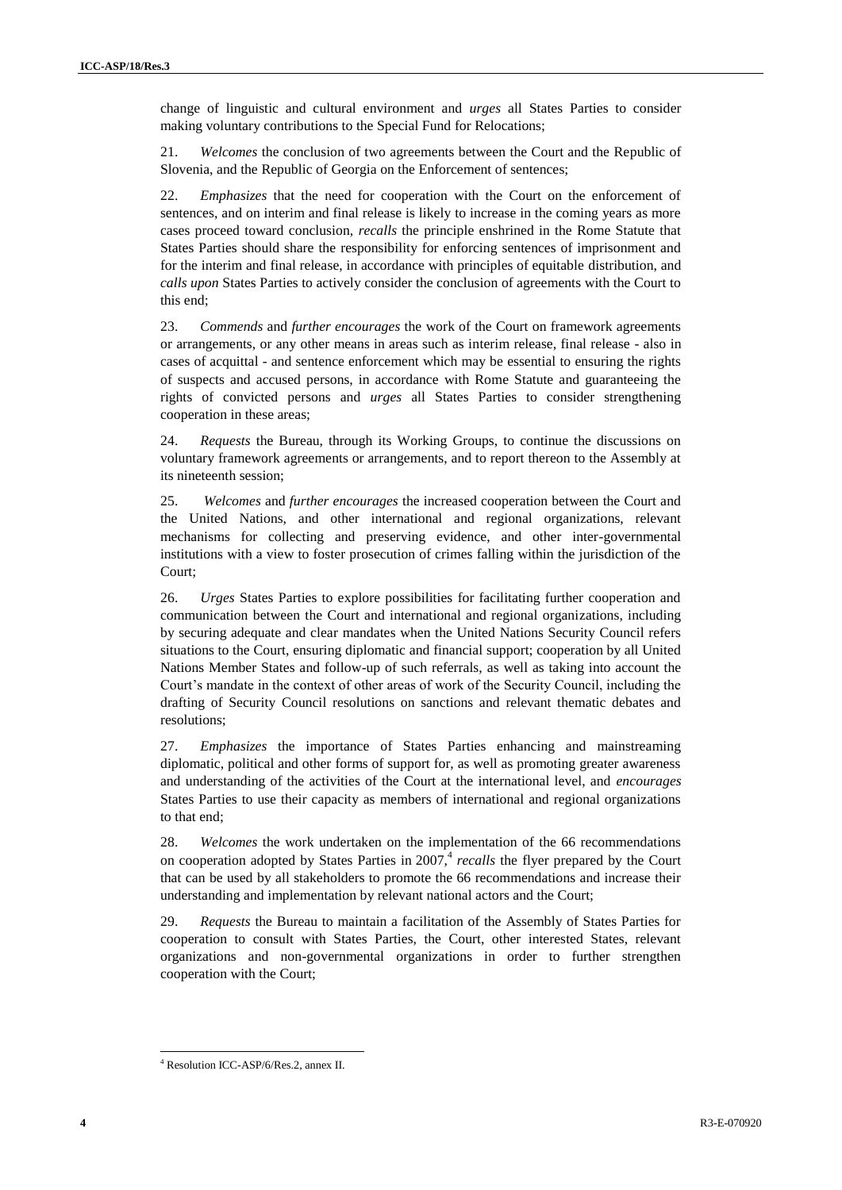change of linguistic and cultural environment and *urges* all States Parties to consider making voluntary contributions to the Special Fund for Relocations;

21. *Welcomes* the conclusion of two agreements between the Court and the Republic of Slovenia, and the Republic of Georgia on the Enforcement of sentences;

22. *Emphasizes* that the need for cooperation with the Court on the enforcement of sentences, and on interim and final release is likely to increase in the coming years as more cases proceed toward conclusion, *recalls* the principle enshrined in the Rome Statute that States Parties should share the responsibility for enforcing sentences of imprisonment and for the interim and final release, in accordance with principles of equitable distribution, and *calls upon* States Parties to actively consider the conclusion of agreements with the Court to this end;

23. *Commends* and *further encourages* the work of the Court on framework agreements or arrangements, or any other means in areas such as interim release, final release - also in cases of acquittal - and sentence enforcement which may be essential to ensuring the rights of suspects and accused persons, in accordance with Rome Statute and guaranteeing the rights of convicted persons and *urges* all States Parties to consider strengthening cooperation in these areas;

24. *Requests* the Bureau, through its Working Groups, to continue the discussions on voluntary framework agreements or arrangements, and to report thereon to the Assembly at its nineteenth session;

25. *Welcomes* and *further encourages* the increased cooperation between the Court and the United Nations, and other international and regional organizations, relevant mechanisms for collecting and preserving evidence, and other inter-governmental institutions with a view to foster prosecution of crimes falling within the jurisdiction of the Court;

26. *Urges* States Parties to explore possibilities for facilitating further cooperation and communication between the Court and international and regional organizations, including by securing adequate and clear mandates when the United Nations Security Council refers situations to the Court, ensuring diplomatic and financial support; cooperation by all United Nations Member States and follow-up of such referrals, as well as taking into account the Court's mandate in the context of other areas of work of the Security Council, including the drafting of Security Council resolutions on sanctions and relevant thematic debates and resolutions;

27. *Emphasizes* the importance of States Parties enhancing and mainstreaming diplomatic, political and other forms of support for, as well as promoting greater awareness and understanding of the activities of the Court at the international level, and *encourages* States Parties to use their capacity as members of international and regional organizations to that end;

28. *Welcomes* the work undertaken on the implementation of the 66 recommendations on cooperation adopted by States Parties in 2007,[4] *recalls* the flyer prepared by the Court that can be used by all stakeholders to promote the 66 recommendations and increase their understanding and implementation by relevant national actors and the Court;

29. *Requests* the Bureau to maintain a facilitation of the Assembly of States Parties for cooperation to consult with States Parties, the Court, other interested States, relevant organizations and non-governmental organizations in order to further strengthen cooperation with the Court;

---

[4] Resolution ICC-ASP/6/Res.2, annex II.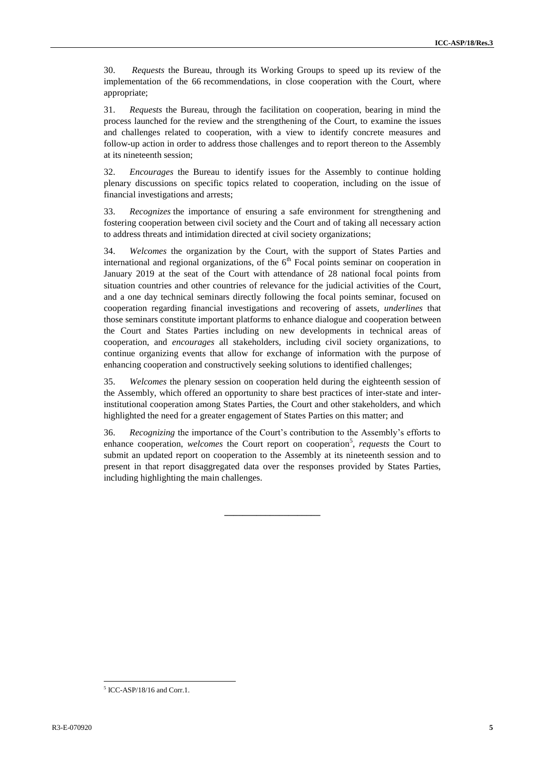30. *Requests* the Bureau, through its Working Groups to speed up its review of the implementation of the 66 recommendations, in close cooperation with the Court, where appropriate;

31. *Requests* the Bureau, through the facilitation on cooperation, bearing in mind the process launched for the review and the strengthening of the Court, to examine the issues and challenges related to cooperation, with a view to identify concrete measures and follow-up action in order to address those challenges and to report thereon to the Assembly at its nineteenth session;

32. *Encourages* the Bureau to identify issues for the Assembly to continue holding plenary discussions on specific topics related to cooperation, including on the issue of financial investigations and arrests;

33. *Recognizes* the importance of ensuring a safe environment for strengthening and fostering cooperation between civil society and the Court and of taking all necessary action to address threats and intimidation directed at civil society organizations;

34. *Welcomes* the organization by the Court, with the support of States Parties and international and regional organizations, of the 6th Focal points seminar on cooperation in January 2019 at the seat of the Court with attendance of 28 national focal points from situation countries and other countries of relevance for the judicial activities of the Court, and a one day technical seminars directly following the focal points seminar, focused on cooperation regarding financial investigations and recovering of assets, *underlines* that those seminars constitute important platforms to enhance dialogue and cooperation between the Court and States Parties including on new developments in technical areas of cooperation, and *encourages* all stakeholders, including civil society organizations, to continue organizing events that allow for exchange of information with the purpose of enhancing cooperation and constructively seeking solutions to identified challenges;

35. *Welcomes* the plenary session on cooperation held during the eighteenth session of the Assembly, which offered an opportunity to share best practices of inter-state and inter-institutional cooperation among States Parties, the Court and other stakeholders, and which highlighted the need for a greater engagement of States Parties on this matter; and

36. *Recognizing* the importance of the Court's contribution to the Assembly's efforts to enhance cooperation, *welcomes* the Court report on cooperation[5], *requests* the Court to submit an updated report on cooperation to the Assembly at its nineteenth session and to present in that report disaggregated data over the responses provided by States Parties, including highlighting the main challenges.

---

[5] ICC-ASP/18/16 and Corr.1.